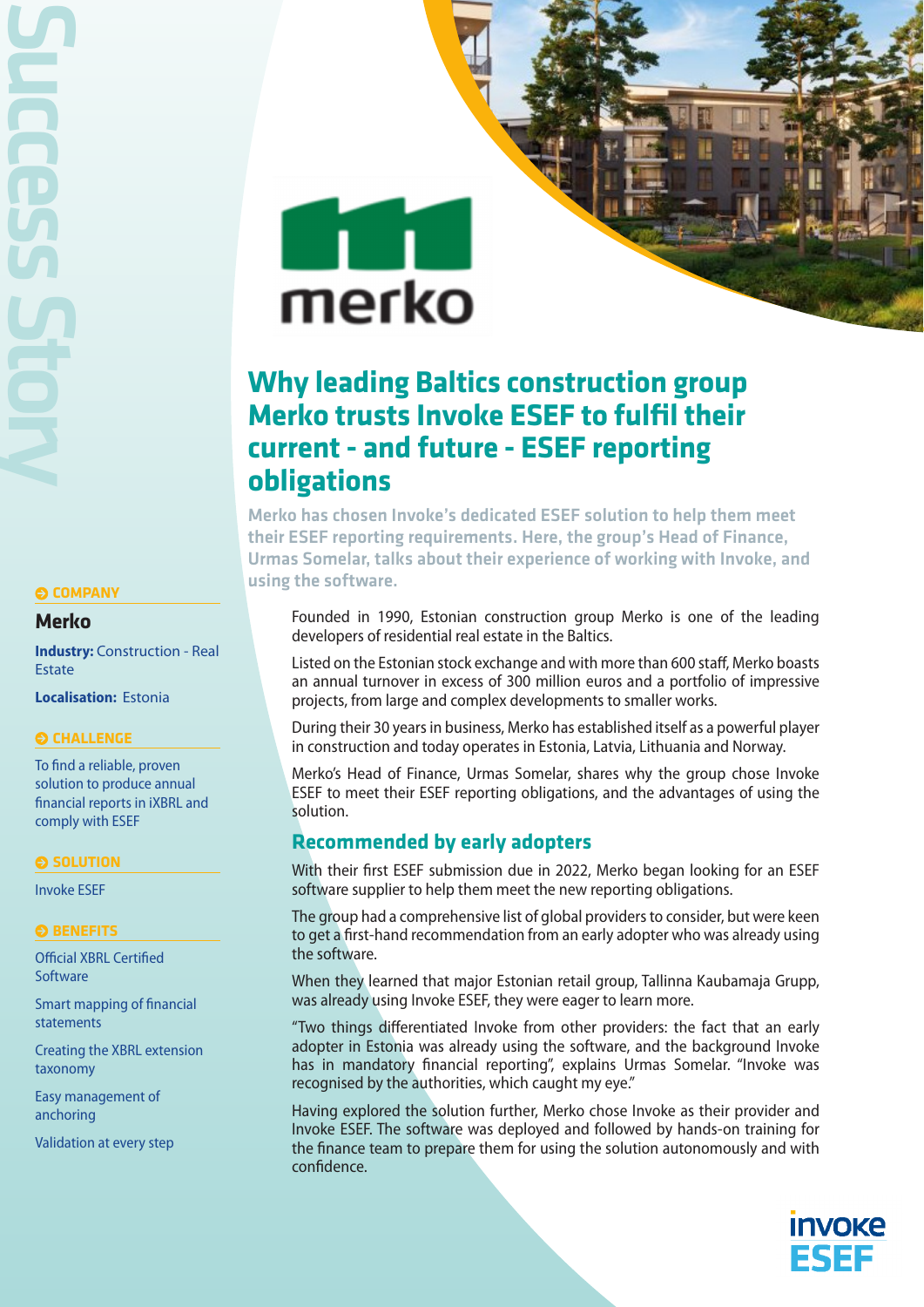# Why leading Baltics construction group Merko trusts Invoke ESEF to fulfil their current - and future - ESEF reporting obligations

**Merko has chosen Invoke's dedicated ESEF solution to help them meet their ESEF reporting requirements. Here, the group's Head of Finance, Urmas Somelar, talks about their experience of working with Invoke, and using the software.**

Founded in 1990, Estonian construction group Merko is one of the leading developers of residential real estate in the Baltics.

Listed on the Estonian stock exchange and with more than 600 staff, Merko boasts an annual turnover in excess of 300 million euros and a portfolio of impressive projects, from large and complex developments to smaller works.

During their 30 years in business, Merko has established itself as a powerful player in construction and today operates in Estonia, Latvia, Lithuania and Norway.

Merko's Head of Finance, Urmas Somelar, shares why the group chose Invoke ESEF to meet their ESEF reporting obligations, and the advantages of using the solution.

## Recommended by early adopters

With their first ESEF submission due in 2022, Merko began looking for an ESEF software supplier to help them meet the new reporting obligations.

The group had a comprehensive list of global providers to consider, but were keen to get a first-hand recommendation from an early adopter who was already using the software.

When they learned that major Estonian retail group, Tallinna Kaubamaja Grupp, was already using Invoke ESEF, they were eager to learn more.

"Two things differentiated Invoke from other providers: the fact that an early adopter in Estonia was already using the software, and the background Invoke has in mandatory financial reporting", explains Urmas Somelar. "Invoke was recognised by the authorities, which caught my eye."

Having explored the solution further, Merko chose Invoke as their provider and Invoke ESEF. The software was deployed and followed by hands-on training for the finance team to prepare them for using the solution autonomously and with confidence.

### COMPANY

**Merko**

**Industry:** Construction - Real Estate

**Localisation:** Estonia

### CHALLENGE

To find a reliable, proven solution to produce annual financial reports in iXBRL and comply with ESEF

### SOLUTION

Invoke ESEF

### BENEFITS

- Official XBRL Certified Software
- Smart mapping of financial statements
- Creating the XBRL extension taxonomy
- Easy management of anchoring
- Validation at every step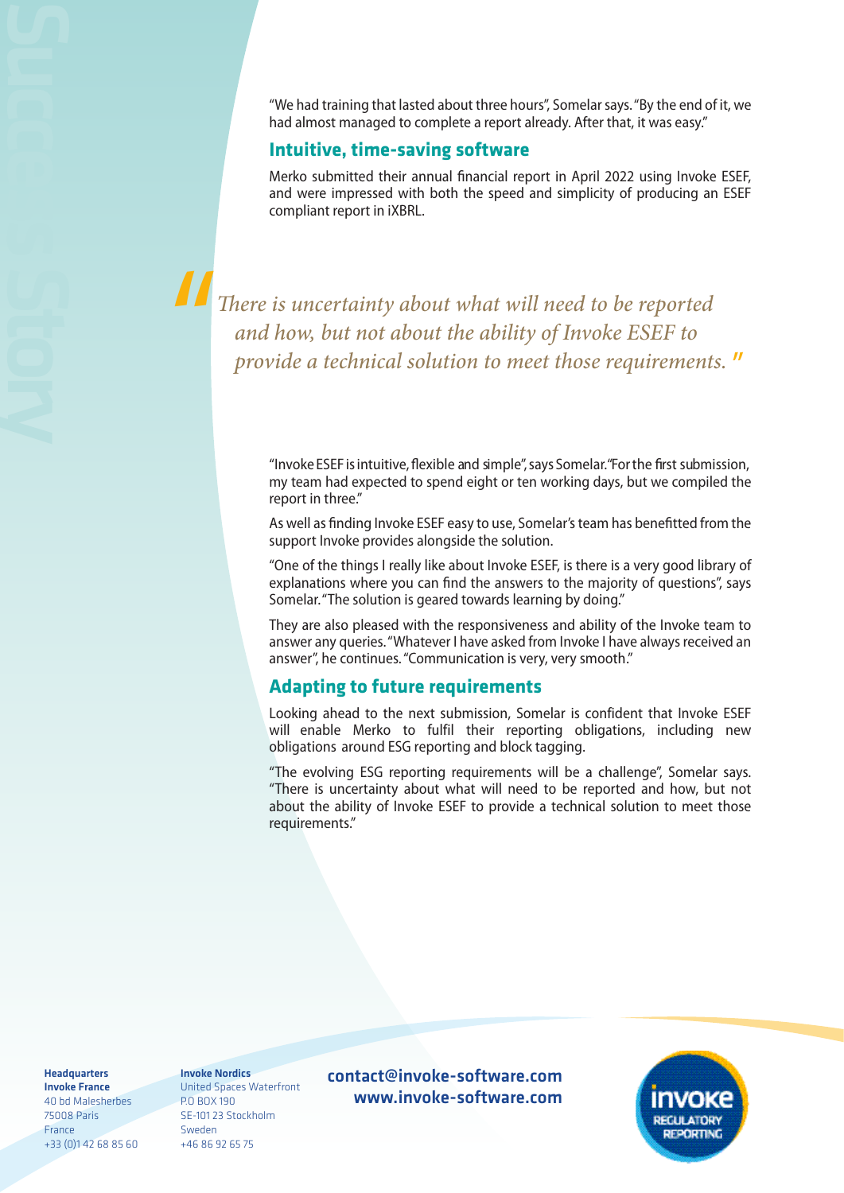"We had training that lasted about three hours", Somelar says. "By the end of it, we had almost managed to complete a report already. After that, it was easy."

## Intuitive, time-saving software

Merko submitted their annual financial report in April 2022 using Invoke ESEF, and were impressed with both the speed and simplicity of producing an ESEF compliant report in iXBRL.

> *"There is uncertainty about what will need to be reported and how, but not about the ability of Invoke ESEF to provide a technical solution to meet those requirements."*

"Invoke ESEF is intuitive, flexible and simple", says Somelar. "For the first submission, my team had expected to spend eight or ten working days, but we compiled the report in three."

As well as finding Invoke ESEF easy to use, Somelar's team has benefitted from the support Invoke provides alongside the solution.

"One of the things I really like about Invoke ESEF, is there is a very good library of explanations where you can find the answers to the majority of questions", says Somelar. "The solution is geared towards learning by doing."

They are also pleased with the responsiveness and ability of the Invoke team to answer any queries. "Whatever I have asked from Invoke I have always received an answer", he continues. "Communication is very, very smooth."

## Adapting to future requirements

Looking ahead to the next submission, Somelar is confident that Invoke ESEF will enable Merko to fulfil their reporting obligations, including new obligations around ESG reporting and block tagging.

"The evolving ESG reporting requirements will be a challenge", Somelar says. "There is uncertainty about what will need to be reported and how, but not about the ability of Invoke ESEF to provide a technical solution to meet those requirements."

**Headquarters**
**Invoke France**
40 bd Malesherbes
75008 Paris
France
+33 (0)1 42 68 85 60

**Invoke Nordics**
United Spaces Waterfront
P.O BOX 190
SE-101 23 Stockholm
Sweden
+46 86 92 65 75

**contact@invoke-software.com**
**www.invoke-software.com**